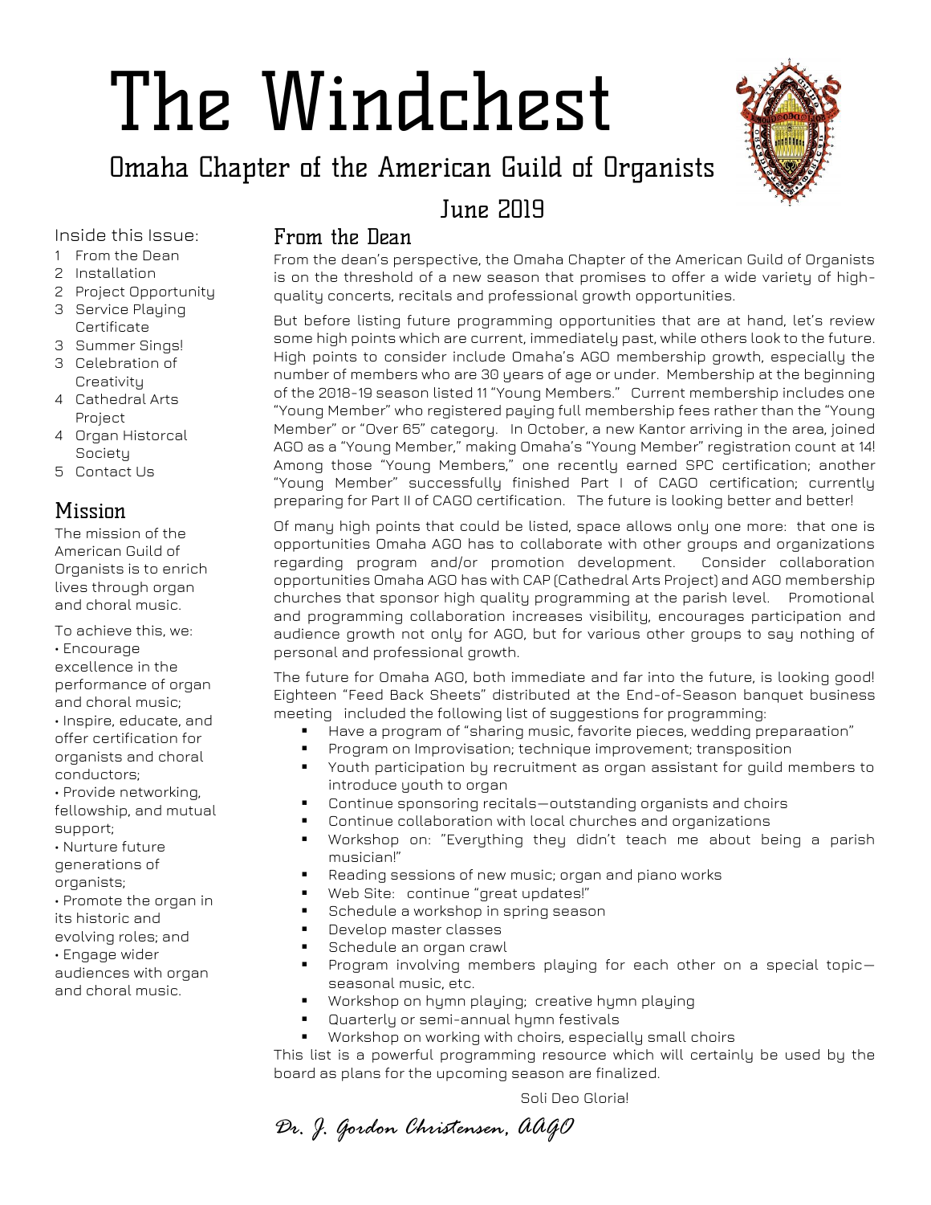# The Windchest

## Omaha Chapter of the American Guild of Organists

June 2019

Inside this Issue:

1 From the Dean
2 Installation
2 Project Opportunity
3 Service Playing Certificate
3 Summer Sings!
3 Celebration of Creativity
4 Cathedral Arts Project
4 Organ Historcal Society
5 Contact Us

## Mission

The mission of the American Guild of Organists is to enrich lives through organ and choral music.

To achieve this, we:

- Encourage excellence in the performance of organ and choral music;
- Inspire, educate, and offer certification for organists and choral conductors;
- Provide networking, fellowship, and mutual support;
- Nurture future generations of organists;
- Promote the organ in its historic and evolving roles; and
- Engage wider audiences with organ and choral music.

## From the Dean

From the dean's perspective, the Omaha Chapter of the American Guild of Organists is on the threshold of a new season that promises to offer a wide variety of high-quality concerts, recitals and professional growth opportunities.

But before listing future programming opportunities that are at hand, let's review some high points which are current, immediately past, while others look to the future. High points to consider include Omaha's AGO membership growth, especially the number of members who are 30 years of age or under. Membership at the beginning of the 2018-19 season listed 11 "Young Members." Current membership includes one "Young Member" who registered paying full membership fees rather than the "Young Member" or "Over 65" category. In October, a new Kantor arriving in the area, joined AGO as a "Young Member," making Omaha's "Young Member" registration count at 14! Among those "Young Members," one recently earned SPC certification; another "Young Member" successfully finished Part I of CAGO certification; currently preparing for Part II of CAGO certification. The future is looking better and better!

Of many high points that could be listed, space allows only one more: that one is opportunities Omaha AGO has to collaborate with other groups and organizations regarding program and/or promotion development. Consider collaboration opportunities Omaha AGO has with CAP (Cathedral Arts Project) and AGO membership churches that sponsor high quality programming at the parish level. Promotional and programming collaboration increases visibility, encourages participation and audience growth not only for AGO, but for various other groups to say nothing of personal and professional growth.

The future for Omaha AGO, both immediate and far into the future, is looking good! Eighteen "Feed Back Sheets" distributed at the End-of-Season banquet business meeting included the following list of suggestions for programming:

- Have a program of "sharing music, favorite pieces, wedding preparaation"
- Program on Improvisation; technique improvement; transposition
- Youth participation by recruitment as organ assistant for guild members to introduce youth to organ
- Continue sponsoring recitals—outstanding organists and choirs
- Continue collaboration with local churches and organizations
- Workshop on: "Everything they didn't teach me about being a parish musician!"
- Reading sessions of new music; organ and piano works
- Web Site: continue "great updates!"
- Schedule a workshop in spring season
- Develop master classes
- Schedule an organ crawl
- Program involving members playing for each other on a special topic—seasonal music, etc.
- Workshop on hymn playing; creative hymn playing
- Quarterly or semi-annual hymn festivals
- Workshop on working with choirs, especially small choirs

This list is a powerful programming resource which will certainly be used by the board as plans for the upcoming season are finalized.

Soli Deo Gloria!

*Dr. J. Gordon Christensen, AAGO*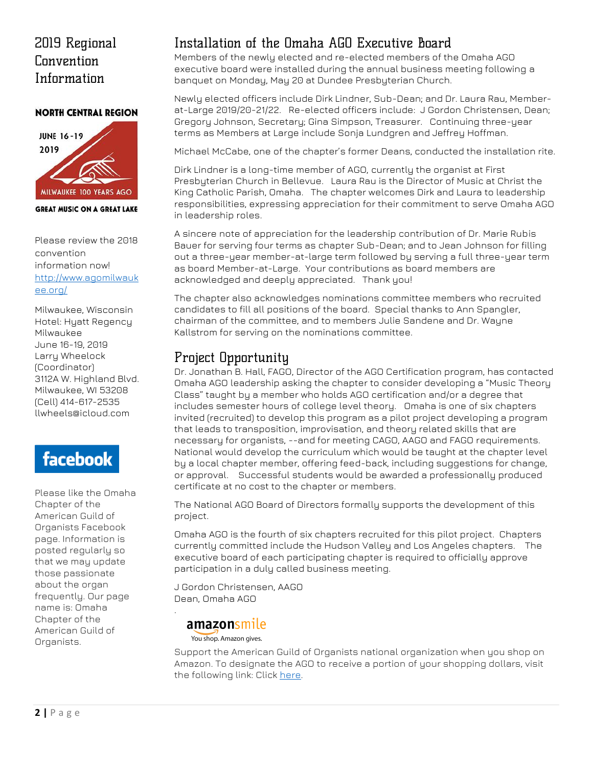## 2019 Regional Convention Information

**NORTH CENTRAL REGION**

JUNE 16-19 2019

MILWAUKEE 100 YEARS AGO

**GREAT MUSIC ON A GREAT LAKE**

Please review the 2018 convention information now! [http://www.agomilwaukee.org/](http://www.agomilwaukee.org/)

Milwaukee, Wisconsin
Hotel: Hyatt Regency Milwaukee
June 16-19, 2019
Larry Wheelock (Coordinator)
3112A W. Highland Blvd.
Milwaukee, WI 53208
(Cell) 414-617-2535
llwheels@icloud.com

**facebook**

Please like the Omaha Chapter of the American Guild of Organists Facebook page. Information is posted regularly so that we may update those passionate about the organ frequently. Our page name is: Omaha Chapter of the American Guild of Organists.

## Installation of the Omaha AGO Executive Board

Members of the newly elected and re-elected members of the Omaha AGO executive board were installed during the annual business meeting following a banquet on Monday, May 20 at Dundee Presbyterian Church.

Newly elected officers include Dirk Lindner, Sub-Dean; and Dr. Laura Rau, Member-at-Large 2019/20-21/22. Re-elected officers include: J Gordon Christensen, Dean; Gregory Johnson, Secretary; Gina Simpson, Treasurer. Continuing three-year terms as Members at Large include Sonja Lundgren and Jeffrey Hoffman.

Michael McCabe, one of the chapter's former Deans, conducted the installation rite.

Dirk Lindner is a long-time member of AGO, currently the organist at First Presbyterian Church in Bellevue. Laura Rau is the Director of Music at Christ the King Catholic Parish, Omaha. The chapter welcomes Dirk and Laura to leadership responsibilities, expressing appreciation for their commitment to serve Omaha AGO in leadership roles.

A sincere note of appreciation for the leadership contribution of Dr. Marie Rubis Bauer for serving four terms as chapter Sub-Dean; and to Jean Johnson for filling out a three-year member-at-large term followed by serving a full three-year term as board Member-at-Large. Your contributions as board members are acknowledged and deeply appreciated. Thank you!

The chapter also acknowledges nominations committee members who recruited candidates to fill all positions of the board. Special thanks to Ann Spangler, chairman of the committee, and to members Julie Sandene and Dr. Wayne Kallstrom for serving on the nominations committee.

## Project Opportunity

Dr. Jonathan B. Hall, FAGO, Director of the AGO Certification program, has contacted Omaha AGO leadership asking the chapter to consider developing a "Music Theory Class" taught by a member who holds AGO certification and/or a degree that includes semester hours of college level theory. Omaha is one of six chapters invited (recruited) to develop this program as a pilot project developing a program that leads to transposition, improvisation, and theory related skills that are necessary for organists, --and for meeting CAGO, AAGO and FAGO requirements. National would develop the curriculum which would be taught at the chapter level by a local chapter member, offering feed-back, including suggestions for change, or approval. Successful students would be awarded a professionally produced certificate at no cost to the chapter or members.

The National AGO Board of Directors formally supports the development of this project.

Omaha AGO is the fourth of six chapters recruited for this pilot project. Chapters currently committed include the Hudson Valley and Los Angeles chapters. The executive board of each participating chapter is required to officially approve participation in a duly called business meeting.

J Gordon Christensen, AAGO
Dean, Omaha AGO

amazonsmile
You shop. Amazon gives.

Support the American Guild of Organists national organization when you shop on Amazon. To designate the AGO to receive a portion of your shopping dollars, visit the following link: Click here.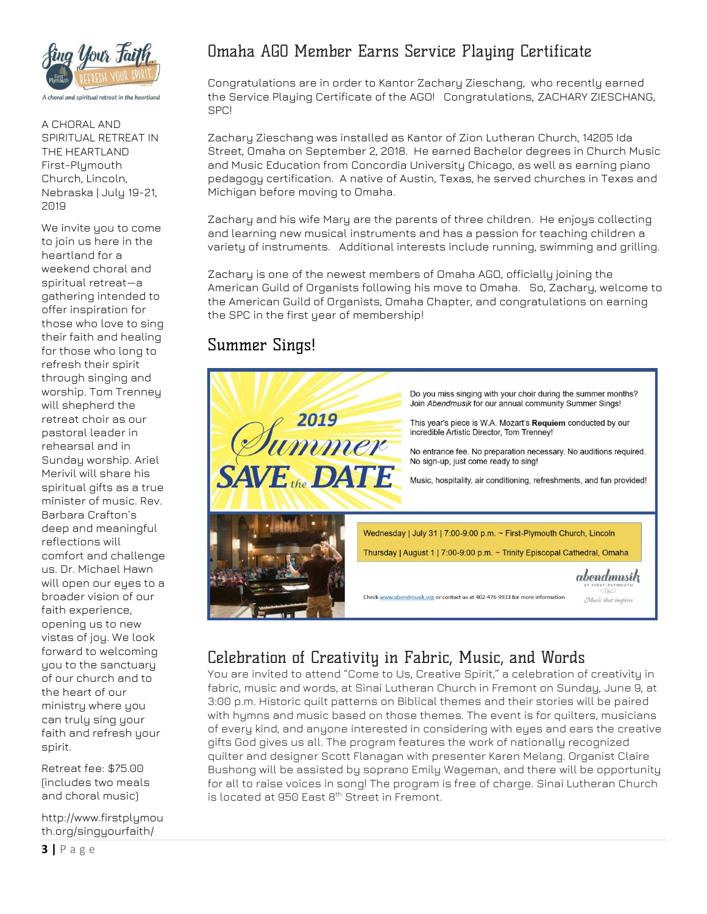A CHORAL AND SPIRITUAL RETREAT IN THE HEARTLAND First-Plymouth Church, Lincoln, Nebraska | July 19-21, 2019

We invite you to come to join us here in the heartland for a weekend choral and spiritual retreat—a gathering intended to offer inspiration for those who love to sing their faith and healing for those who long to refresh their spirit through singing and worship. Tom Trenney will shepherd the retreat choir as our pastoral leader in rehearsal and in Sunday worship. Ariel Merivil will share his spiritual gifts as a true minister of music. Rev. Barbara Crafton's deep and meaningful reflections will comfort and challenge us. Dr. Michael Hawn will open our eyes to a broader vision of our faith experience, opening us to new vistas of joy. We look forward to welcoming you to the sanctuary of our church and to the heart of our ministry where you can truly sing your faith and refresh your spirit.

Retreat fee: $75.00 (includes two meals and choral music)

http://www.firstplymouth.org/singyourfaith/

## Omaha AGO Member Earns Service Playing Certificate

Congratulations are in order to Kantor Zachary Zieschang, who recently earned the Service Playing Certificate of the AGO! Congratulations, ZACHARY ZIESCHANG, SPC!

Zachary Zieschang was installed as Kantor of Zion Lutheran Church, 14205 Ida Street, Omaha on September 2, 2018. He earned Bachelor degrees in Church Music and Music Education from Concordia University Chicago, as well as earning piano pedagogy certification. A native of Austin, Texas, he served churches in Texas and Michigan before moving to Omaha.

Zachary and his wife Mary are the parents of three children. He enjoys collecting and learning new musical instruments and has a passion for teaching children a variety of instruments. Additional interests include running, swimming and grilling.

Zachary is one of the newest members of Omaha AGO, officially joining the American Guild of Organists following his move to Omaha. So, Zachary, welcome to the American Guild of Organists, Omaha Chapter, and congratulations on earning the SPC in the first year of membership!

## Summer Sings!

2019 Summer SAVE the DATE

Do you miss singing with your choir during the summer months? Join *Abendmusik* for our annual community Summer Sings!

This year's piece is W.A. Mozart's **Requiem** conducted by our incredible Artistic Director, Tom Trenney!

No entrance fee. No preparation necessary. No auditions required. No sign-up, just come ready to sing!

Music, hospitality, air conditioning, refreshments, and fun provided!

Wednesday | July 31 | 7:00-9:00 p.m. ~ First-Plymouth Church, Lincoln

Thursday | August 1 | 7:00-9:00 p.m. ~ Trinity Episcopal Cathedral, Omaha

Check www.abendmusik.org or contact us at 402-476-9933 for more information

abendmusik at First-Plymouth — Music that inspires

## Celebration of Creativity in Fabric, Music, and Words

You are invited to attend "Come to Us, Creative Spirit," a celebration of creativity in fabric, music and words, at Sinai Lutheran Church in Fremont on Sunday, June 9, at 3:00 p.m. Historic quilt patterns on Biblical themes and their stories will be paired with hymns and music based on those themes. The event is for quilters, musicians of every kind, and anyone interested in considering with eyes and ears the creative gifts God gives us all. The program features the work of nationally recognized quilter and designer Scott Flanagan with presenter Karen Melang. Organist Claire Bushong will be assisted by soprano Emily Wageman, and there will be opportunity for all to raise voices in song! The program is free of charge. Sinai Lutheran Church is located at 950 East 8th Street in Fremont.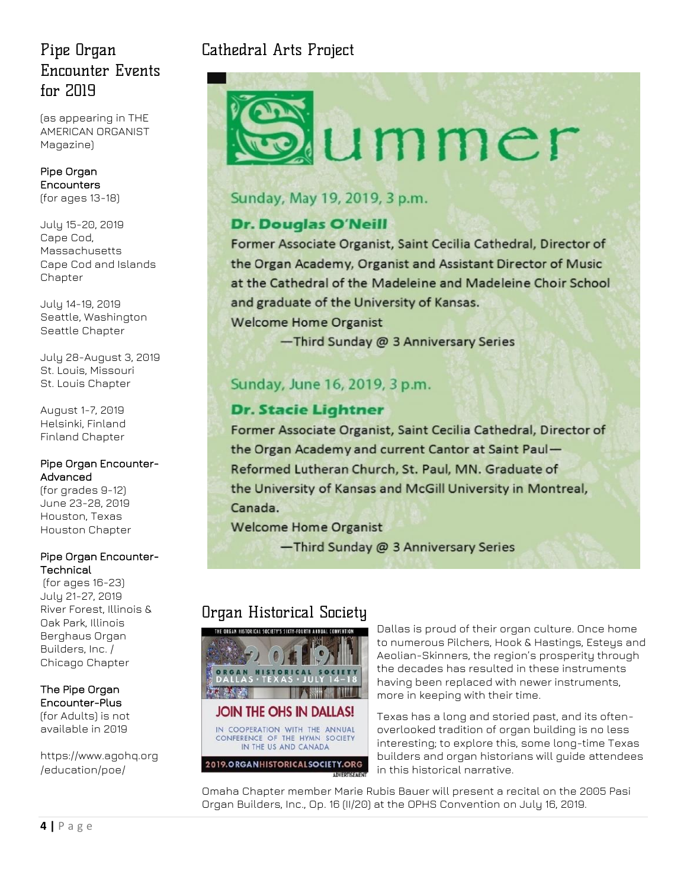## Pipe Organ Encounter Events for 2019

(as appearing in THE AMERICAN ORGANIST Magazine)

**Pipe Organ Encounters**
(for ages 13-18)

July 15-20, 2019
Cape Cod, Massachusetts
Cape Cod and Islands Chapter

July 14-19, 2019
Seattle, Washington
Seattle Chapter

July 28-August 3, 2019
St. Louis, Missouri
St. Louis Chapter

August 1-7, 2019
Helsinki, Finland
Finland Chapter

**Pipe Organ Encounter-Advanced**
(for grades 9-12)
June 23-28, 2019
Houston, Texas
Houston Chapter

**Pipe Organ Encounter-Technical**
(for ages 16-23)
July 21-27, 2019
River Forest, Illinois & Oak Park, Illinois
Berghaus Organ Builders, Inc. / Chicago Chapter

**The Pipe Organ Encounter-Plus**
(for Adults) is not available in 2019

https://www.agohq.org/education/poe/

## Cathedral Arts Project

# Summer

Sunday, May 19, 2019, 3 p.m.

**Dr. Douglas O'Neill**

Former Associate Organist, Saint Cecilia Cathedral, Director of the Organ Academy, Organist and Assistant Director of Music at the Cathedral of the Madeleine and Madeleine Choir School and graduate of the University of Kansas.

Welcome Home Organist

—Third Sunday @ 3 Anniversary Series

Sunday, June 16, 2019, 3 p.m.

**Dr. Stacie Lightner**

Former Associate Organist, Saint Cecilia Cathedral, Director of the Organ Academy and current Cantor at Saint Paul—Reformed Lutheran Church, St. Paul, MN. Graduate of the University of Kansas and McGill University in Montreal, Canada.

Welcome Home Organist

—Third Sunday @ 3 Anniversary Series

## Organ Historical Society

THE ORGAN HISTORICAL SOCIETY'S SIXTY-FOURTH ANNUAL CONVENTION

2019

ORGAN HISTORICAL SOCIETY
DALLAS • TEXAS • JULY 14–18

JOIN THE OHS IN DALLAS!

IN COOPERATION WITH THE ANNUAL CONFERENCE OF THE HYMN SOCIETY IN THE US AND CANADA

2019.ORGANHISTORICALSOCIETY.ORG

ADVERTISEMENT

Dallas is proud of their organ culture. Once home to numerous Pilchers, Hook & Hastings, Esteys and Aeolian-Skinners, the region's prosperity through the decades has resulted in these instruments having been replaced with newer instruments, more in keeping with their time.

Texas has a long and storied past, and its often-overlooked tradition of organ building is no less interesting; to explore this, some long-time Texas builders and organ historians will guide attendees in this historical narrative.

Omaha Chapter member Marie Rubis Bauer will present a recital on the 2005 Pasi Organ Builders, Inc., Op. 16 (II/20) at the OPHS Convention on July 16, 2019.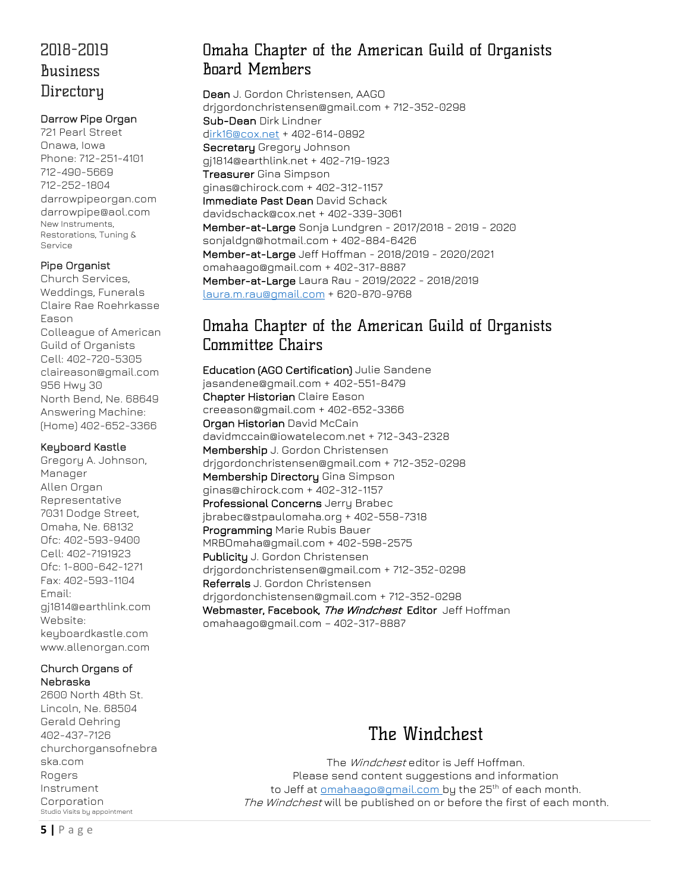# 2018-2019 Business Directory

**Darrow Pipe Organ**
721 Pearl Street
Onawa, Iowa
Phone: 712-251-4101
712-490-5669
712-252-1804
darrowpipeorgan.com
darrowpipe@aol.com
New Instruments, Restorations, Tuning & Service

**Pipe Organist**
Church Services, Weddings, Funerals
Claire Rae Roehrkasse Eason
Colleague of American Guild of Organists
Cell: 402-720-5305
claireason@gmail.com
956 Hwy 30
North Bend, Ne. 68649
Answering Machine: (Home) 402-652-3366

**Keyboard Kastle**
Gregory A. Johnson, Manager
Allen Organ Representative
7031 Dodge Street, Omaha, Ne. 68132
Ofc: 402-593-9400
Cell: 402-7191923
Ofc: 1-800-642-1271
Fax: 402-593-1104
Email: gj1814@earthlink.com
Website: keyboardkastle.com
www.allenorgan.com

**Church Organs of Nebraska**
2600 North 48th St.
Lincoln, Ne. 68504
Gerald Oehring
402-437-7126
churchorgansofnebraska.com
Rogers Instrument Corporation
Studio Visits by appointment

# Omaha Chapter of the American Guild of Organists Board Members

**Dean** J. Gordon Christensen, AAGO
drjgordonchristensen@gmail.com + 712-352-0298
**Sub-Dean** Dirk Lindner
dirk16@cox.net + 402-614-0892
**Secretary** Gregory Johnson
gj1814@earthlink.net + 402-719-1923
**Treasurer** Gina Simpson
ginas@chirock.com + 402-312-1157
**Immediate Past Dean** David Schack
davidschack@cox.net + 402-339-3061
**Member-at-Large** Sonja Lundgren - 2017/2018 - 2019 - 2020
sonjaldgn@hotmail.com + 402-884-6426
**Member-at-Large** Jeff Hoffman - 2018/2019 - 2020/2021
omahaago@gmail.com + 402-317-8887
**Member-at-Large** Laura Rau - 2019/2022 - 2018/2019
laura.m.rau@gmail.com + 620-870-9768

# Omaha Chapter of the American Guild of Organists Committee Chairs

**Education (AGO Certification)** Julie Sandene
jasandene@gmail.com + 402-551-8479
**Chapter Historian** Claire Eason
creeason@gmail.com + 402-652-3366
**Organ Historian** David McCain
davidmccain@iowatelecom.net + 712-343-2328
**Membership** J. Gordon Christensen
drjgordonchristensen@gmail.com + 712-352-0298
**Membership Directory** Gina Simpson
ginas@chirock.com + 402-312-1157
**Professional Concerns** Jerry Brabec
jbrabec@stpaulomaha.org + 402-558-7318
**Programming** Marie Rubis Bauer
MRBOmaha@gmail.com + 402-598-2575
**Publicity** J. Gordon Christensen
drjgordonchristensen@gmail.com + 712-352-0298
**Referrals** J. Gordon Christensen
drjgordonchistensen@gmail.com + 712-352-0298
**Webmaster, Facebook, *The Windchest* Editor** Jeff Hoffman
omahaago@gmail.com – 402-317-8887

# The Windchest

The *Windchest* editor is Jeff Hoffman.
Please send content suggestions and information to Jeff at omahaago@gmail.com by the 25th of each month.
*The Windchest* will be published on or before the first of each month.